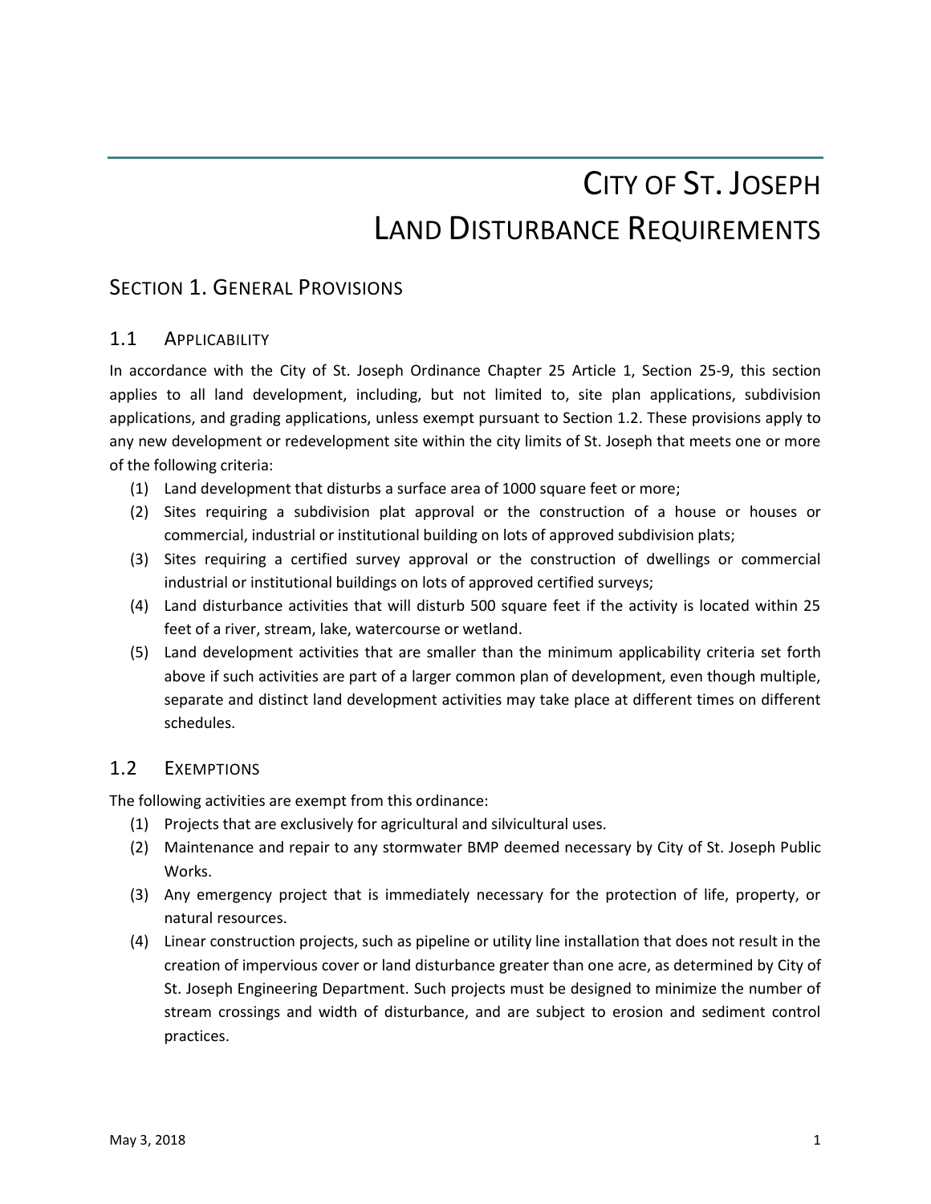# CITY OF ST. JOSEPH
# LAND DISTURBANCE REQUIREMENTS

## SECTION 1. GENERAL PROVISIONS

### 1.1 APPLICABILITY

In accordance with the City of St. Joseph Ordinance Chapter 25 Article 1, Section 25-9, this section applies to all land development, including, but not limited to, site plan applications, subdivision applications, and grading applications, unless exempt pursuant to Section 1.2. These provisions apply to any new development or redevelopment site within the city limits of St. Joseph that meets one or more of the following criteria:

(1) Land development that disturbs a surface area of 1000 square feet or more;
(2) Sites requiring a subdivision plat approval or the construction of a house or houses or commercial, industrial or institutional building on lots of approved subdivision plats;
(3) Sites requiring a certified survey approval or the construction of dwellings or commercial industrial or institutional buildings on lots of approved certified surveys;
(4) Land disturbance activities that will disturb 500 square feet if the activity is located within 25 feet of a river, stream, lake, watercourse or wetland.
(5) Land development activities that are smaller than the minimum applicability criteria set forth above if such activities are part of a larger common plan of development, even though multiple, separate and distinct land development activities may take place at different times on different schedules.

### 1.2 EXEMPTIONS

The following activities are exempt from this ordinance:

(1) Projects that are exclusively for agricultural and silvicultural uses.
(2) Maintenance and repair to any stormwater BMP deemed necessary by City of St. Joseph Public Works.
(3) Any emergency project that is immediately necessary for the protection of life, property, or natural resources.
(4) Linear construction projects, such as pipeline or utility line installation that does not result in the creation of impervious cover or land disturbance greater than one acre, as determined by City of St. Joseph Engineering Department. Such projects must be designed to minimize the number of stream crossings and width of disturbance, and are subject to erosion and sediment control practices.

May 3, 2018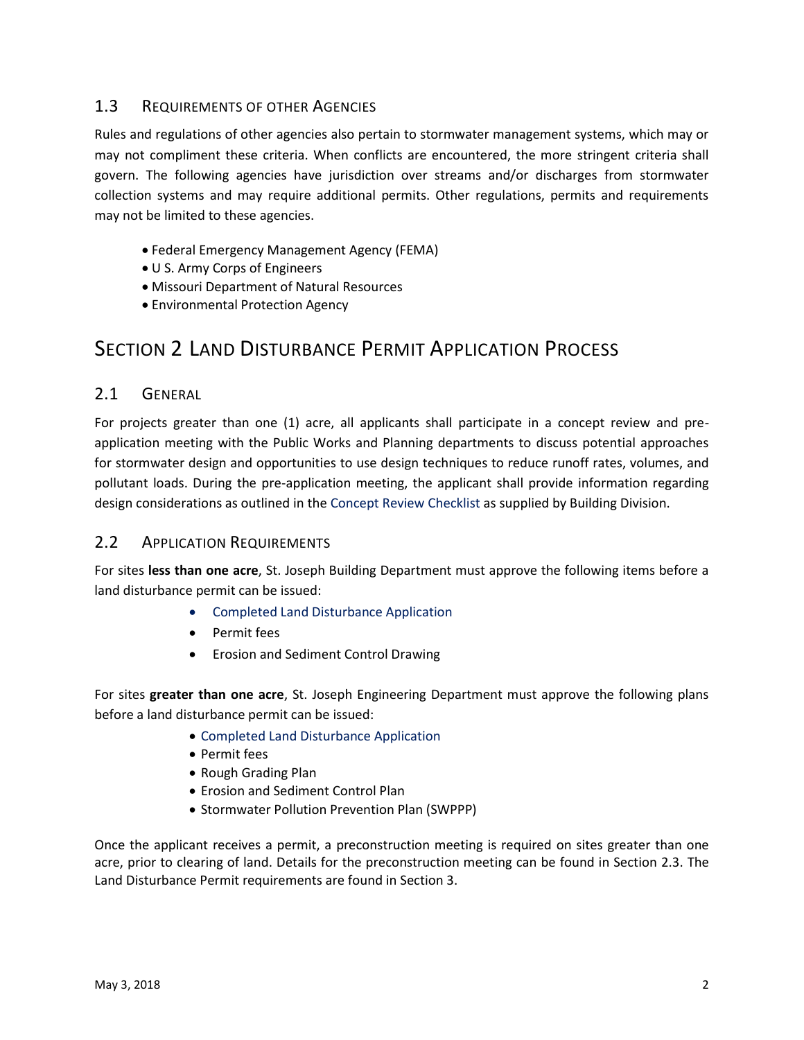## 1.3 Requirements of other Agencies

Rules and regulations of other agencies also pertain to stormwater management systems, which may or may not compliment these criteria. When conflicts are encountered, the more stringent criteria shall govern. The following agencies have jurisdiction over streams and/or discharges from stormwater collection systems and may require additional permits. Other regulations, permits and requirements may not be limited to these agencies.

- Federal Emergency Management Agency (FEMA)
- U S. Army Corps of Engineers
- Missouri Department of Natural Resources
- Environmental Protection Agency

# Section 2 Land Disturbance Permit Application Process

## 2.1 General

For projects greater than one (1) acre, all applicants shall participate in a concept review and pre-application meeting with the Public Works and Planning departments to discuss potential approaches for stormwater design and opportunities to use design techniques to reduce runoff rates, volumes, and pollutant loads. During the pre-application meeting, the applicant shall provide information regarding design considerations as outlined in the Concept Review Checklist as supplied by Building Division.

## 2.2 Application Requirements

For sites **less than one acre**, St. Joseph Building Department must approve the following items before a land disturbance permit can be issued:

- Completed Land Disturbance Application
- Permit fees
- Erosion and Sediment Control Drawing

For sites **greater than one acre**, St. Joseph Engineering Department must approve the following plans before a land disturbance permit can be issued:

- Completed Land Disturbance Application
- Permit fees
- Rough Grading Plan
- Erosion and Sediment Control Plan
- Stormwater Pollution Prevention Plan (SWPPP)

Once the applicant receives a permit, a preconstruction meeting is required on sites greater than one acre, prior to clearing of land. Details for the preconstruction meeting can be found in Section 2.3. The Land Disturbance Permit requirements are found in Section 3.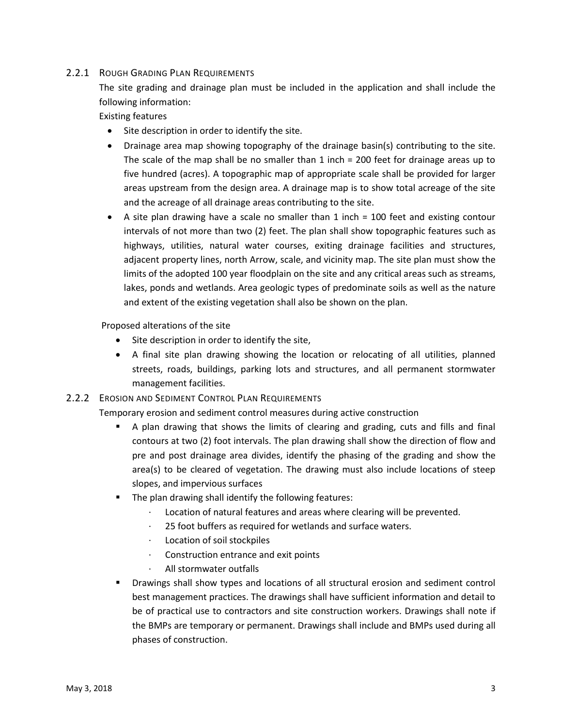### 2.2.1 Rough Grading Plan Requirements

The site grading and drainage plan must be included in the application and shall include the following information:

Existing features

- Site description in order to identify the site.
- Drainage area map showing topography of the drainage basin(s) contributing to the site. The scale of the map shall be no smaller than 1 inch = 200 feet for drainage areas up to five hundred (acres). A topographic map of appropriate scale shall be provided for larger areas upstream from the design area. A drainage map is to show total acreage of the site and the acreage of all drainage areas contributing to the site.
- A site plan drawing have a scale no smaller than 1 inch = 100 feet and existing contour intervals of not more than two (2) feet. The plan shall show topographic features such as highways, utilities, natural water courses, exiting drainage facilities and structures, adjacent property lines, north Arrow, scale, and vicinity map. The site plan must show the limits of the adopted 100 year floodplain on the site and any critical areas such as streams, lakes, ponds and wetlands. Area geologic types of predominate soils as well as the nature and extent of the existing vegetation shall also be shown on the plan.

Proposed alterations of the site

- Site description in order to identify the site,
- A final site plan drawing showing the location or relocating of all utilities, planned streets, roads, buildings, parking lots and structures, and all permanent stormwater management facilities.

### 2.2.2 Erosion and Sediment Control Plan Requirements

Temporary erosion and sediment control measures during active construction

- A plan drawing that shows the limits of clearing and grading, cuts and fills and final contours at two (2) foot intervals. The plan drawing shall show the direction of flow and pre and post drainage area divides, identify the phasing of the grading and show the area(s) to be cleared of vegetation. The drawing must also include locations of steep slopes, and impervious surfaces
- The plan drawing shall identify the following features:
  - Location of natural features and areas where clearing will be prevented.
  - 25 foot buffers as required for wetlands and surface waters.
  - Location of soil stockpiles
  - Construction entrance and exit points
  - All stormwater outfalls
- Drawings shall show types and locations of all structural erosion and sediment control best management practices. The drawings shall have sufficient information and detail to be of practical use to contractors and site construction workers. Drawings shall note if the BMPs are temporary or permanent. Drawings shall include and BMPs used during all phases of construction.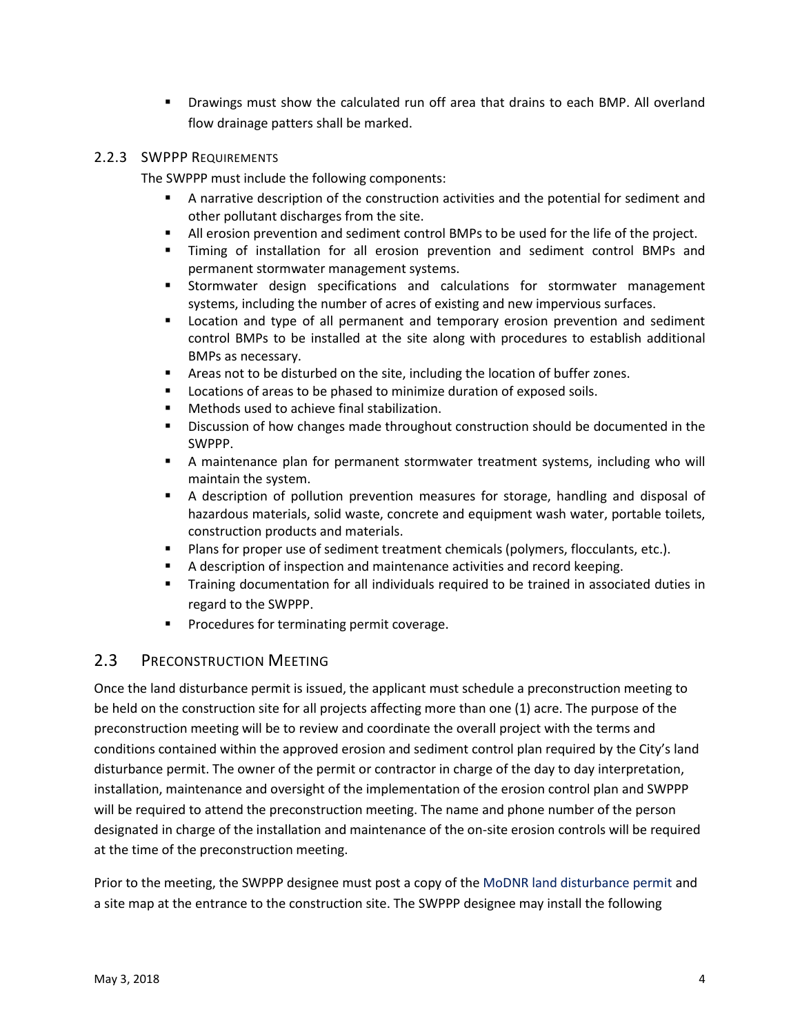- Drawings must show the calculated run off area that drains to each BMP. All overland flow drainage patters shall be marked.

### 2.2.3 SWPPP Requirements

The SWPPP must include the following components:

- A narrative description of the construction activities and the potential for sediment and other pollutant discharges from the site.
- All erosion prevention and sediment control BMPs to be used for the life of the project.
- Timing of installation for all erosion prevention and sediment control BMPs and permanent stormwater management systems.
- Stormwater design specifications and calculations for stormwater management systems, including the number of acres of existing and new impervious surfaces.
- Location and type of all permanent and temporary erosion prevention and sediment control BMPs to be installed at the site along with procedures to establish additional BMPs as necessary.
- Areas not to be disturbed on the site, including the location of buffer zones.
- Locations of areas to be phased to minimize duration of exposed soils.
- Methods used to achieve final stabilization.
- Discussion of how changes made throughout construction should be documented in the SWPPP.
- A maintenance plan for permanent stormwater treatment systems, including who will maintain the system.
- A description of pollution prevention measures for storage, handling and disposal of hazardous materials, solid waste, concrete and equipment wash water, portable toilets, construction products and materials.
- Plans for proper use of sediment treatment chemicals (polymers, flocculants, etc.).
- A description of inspection and maintenance activities and record keeping.
- Training documentation for all individuals required to be trained in associated duties in regard to the SWPPP.
- Procedures for terminating permit coverage.

## 2.3 Preconstruction Meeting

Once the land disturbance permit is issued, the applicant must schedule a preconstruction meeting to be held on the construction site for all projects affecting more than one (1) acre. The purpose of the preconstruction meeting will be to review and coordinate the overall project with the terms and conditions contained within the approved erosion and sediment control plan required by the City's land disturbance permit. The owner of the permit or contractor in charge of the day to day interpretation, installation, maintenance and oversight of the implementation of the erosion control plan and SWPPP will be required to attend the preconstruction meeting. The name and phone number of the person designated in charge of the installation and maintenance of the on-site erosion controls will be required at the time of the preconstruction meeting.

Prior to the meeting, the SWPPP designee must post a copy of the MoDNR land disturbance permit and a site map at the entrance to the construction site. The SWPPP designee may install the following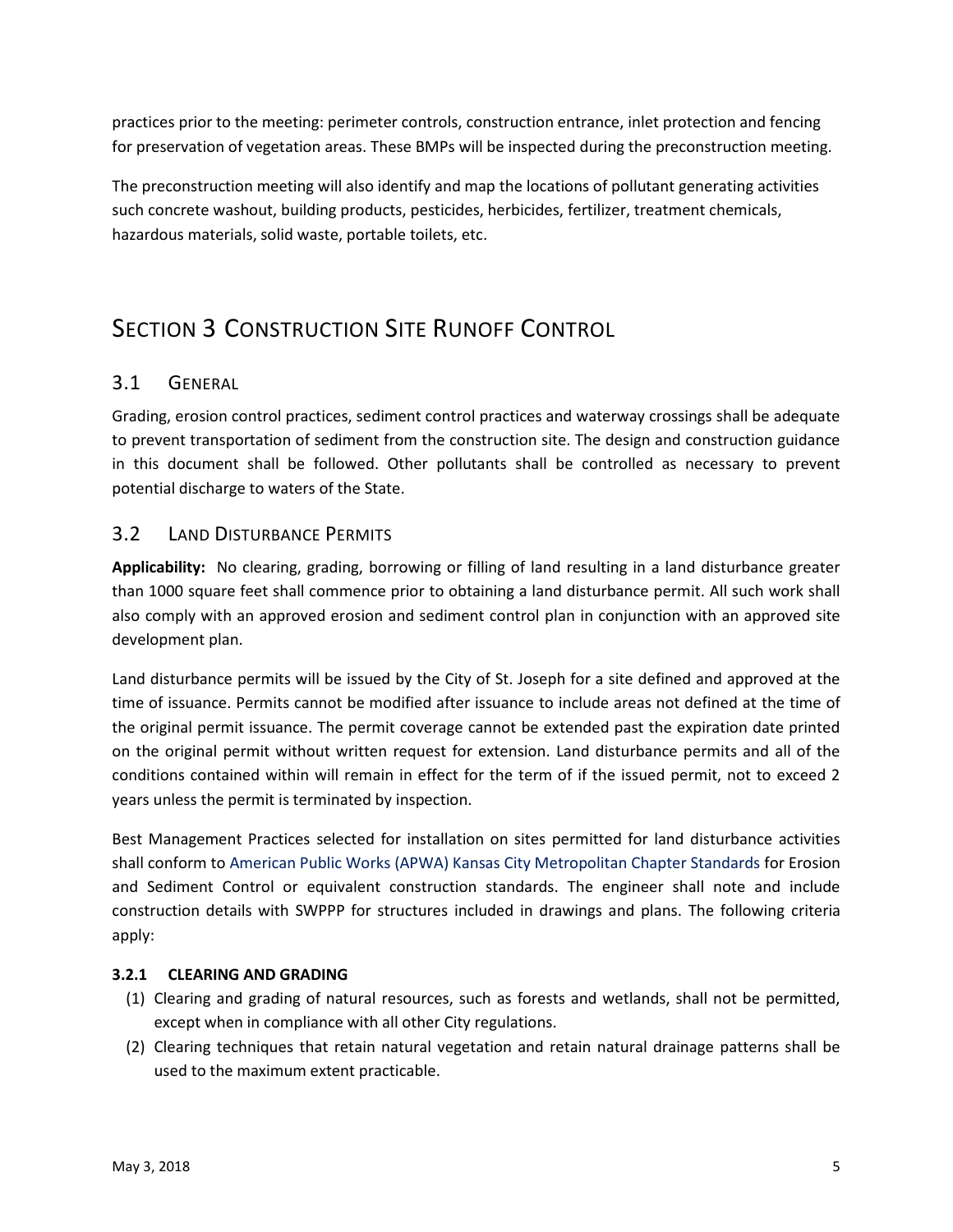practices prior to the meeting: perimeter controls, construction entrance, inlet protection and fencing for preservation of vegetation areas. These BMPs will be inspected during the preconstruction meeting.

The preconstruction meeting will also identify and map the locations of pollutant generating activities such concrete washout, building products, pesticides, herbicides, fertilizer, treatment chemicals, hazardous materials, solid waste, portable toilets, etc.

# SECTION 3 CONSTRUCTION SITE RUNOFF CONTROL

## 3.1 GENERAL

Grading, erosion control practices, sediment control practices and waterway crossings shall be adequate to prevent transportation of sediment from the construction site. The design and construction guidance in this document shall be followed. Other pollutants shall be controlled as necessary to prevent potential discharge to waters of the State.

## 3.2 LAND DISTURBANCE PERMITS

**Applicability:** No clearing, grading, borrowing or filling of land resulting in a land disturbance greater than 1000 square feet shall commence prior to obtaining a land disturbance permit. All such work shall also comply with an approved erosion and sediment control plan in conjunction with an approved site development plan.

Land disturbance permits will be issued by the City of St. Joseph for a site defined and approved at the time of issuance. Permits cannot be modified after issuance to include areas not defined at the time of the original permit issuance. The permit coverage cannot be extended past the expiration date printed on the original permit without written request for extension. Land disturbance permits and all of the conditions contained within will remain in effect for the term of if the issued permit, not to exceed 2 years unless the permit is terminated by inspection.

Best Management Practices selected for installation on sites permitted for land disturbance activities shall conform to American Public Works (APWA) Kansas City Metropolitan Chapter Standards for Erosion and Sediment Control or equivalent construction standards. The engineer shall note and include construction details with SWPPP for structures included in drawings and plans. The following criteria apply:

### 3.2.1 CLEARING AND GRADING

(1) Clearing and grading of natural resources, such as forests and wetlands, shall not be permitted, except when in compliance with all other City regulations.

(2) Clearing techniques that retain natural vegetation and retain natural drainage patterns shall be used to the maximum extent practicable.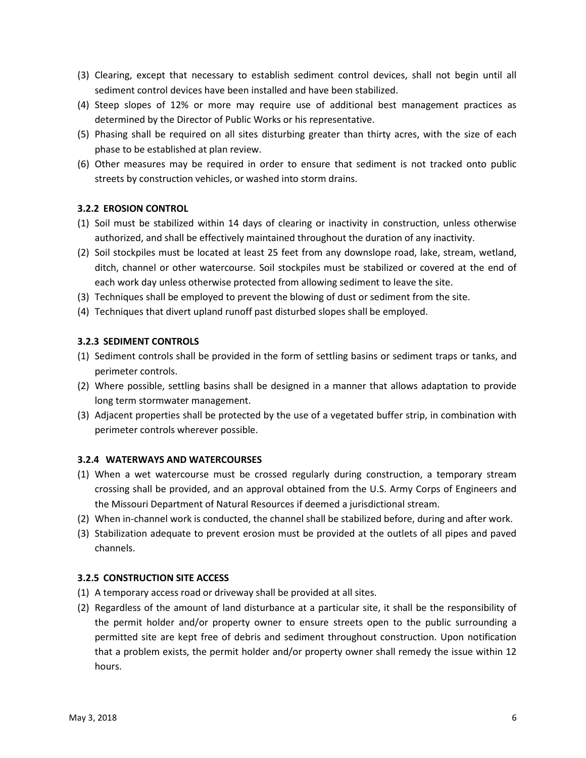(3) Clearing, except that necessary to establish sediment control devices, shall not begin until all sediment control devices have been installed and have been stabilized.

(4) Steep slopes of 12% or more may require use of additional best management practices as determined by the Director of Public Works or his representative.

(5) Phasing shall be required on all sites disturbing greater than thirty acres, with the size of each phase to be established at plan review.

(6) Other measures may be required in order to ensure that sediment is not tracked onto public streets by construction vehicles, or washed into storm drains.

### 3.2.2 EROSION CONTROL

(1) Soil must be stabilized within 14 days of clearing or inactivity in construction, unless otherwise authorized, and shall be effectively maintained throughout the duration of any inactivity.

(2) Soil stockpiles must be located at least 25 feet from any downslope road, lake, stream, wetland, ditch, channel or other watercourse. Soil stockpiles must be stabilized or covered at the end of each work day unless otherwise protected from allowing sediment to leave the site.

(3) Techniques shall be employed to prevent the blowing of dust or sediment from the site.

(4) Techniques that divert upland runoff past disturbed slopes shall be employed.

### 3.2.3 SEDIMENT CONTROLS

(1) Sediment controls shall be provided in the form of settling basins or sediment traps or tanks, and perimeter controls.

(2) Where possible, settling basins shall be designed in a manner that allows adaptation to provide long term stormwater management.

(3) Adjacent properties shall be protected by the use of a vegetated buffer strip, in combination with perimeter controls wherever possible.

### 3.2.4 WATERWAYS AND WATERCOURSES

(1) When a wet watercourse must be crossed regularly during construction, a temporary stream crossing shall be provided, and an approval obtained from the U.S. Army Corps of Engineers and the Missouri Department of Natural Resources if deemed a jurisdictional stream.

(2) When in-channel work is conducted, the channel shall be stabilized before, during and after work.

(3) Stabilization adequate to prevent erosion must be provided at the outlets of all pipes and paved channels.

### 3.2.5 CONSTRUCTION SITE ACCESS

(1) A temporary access road or driveway shall be provided at all sites.

(2) Regardless of the amount of land disturbance at a particular site, it shall be the responsibility of the permit holder and/or property owner to ensure streets open to the public surrounding a permitted site are kept free of debris and sediment throughout construction. Upon notification that a problem exists, the permit holder and/or property owner shall remedy the issue within 12 hours.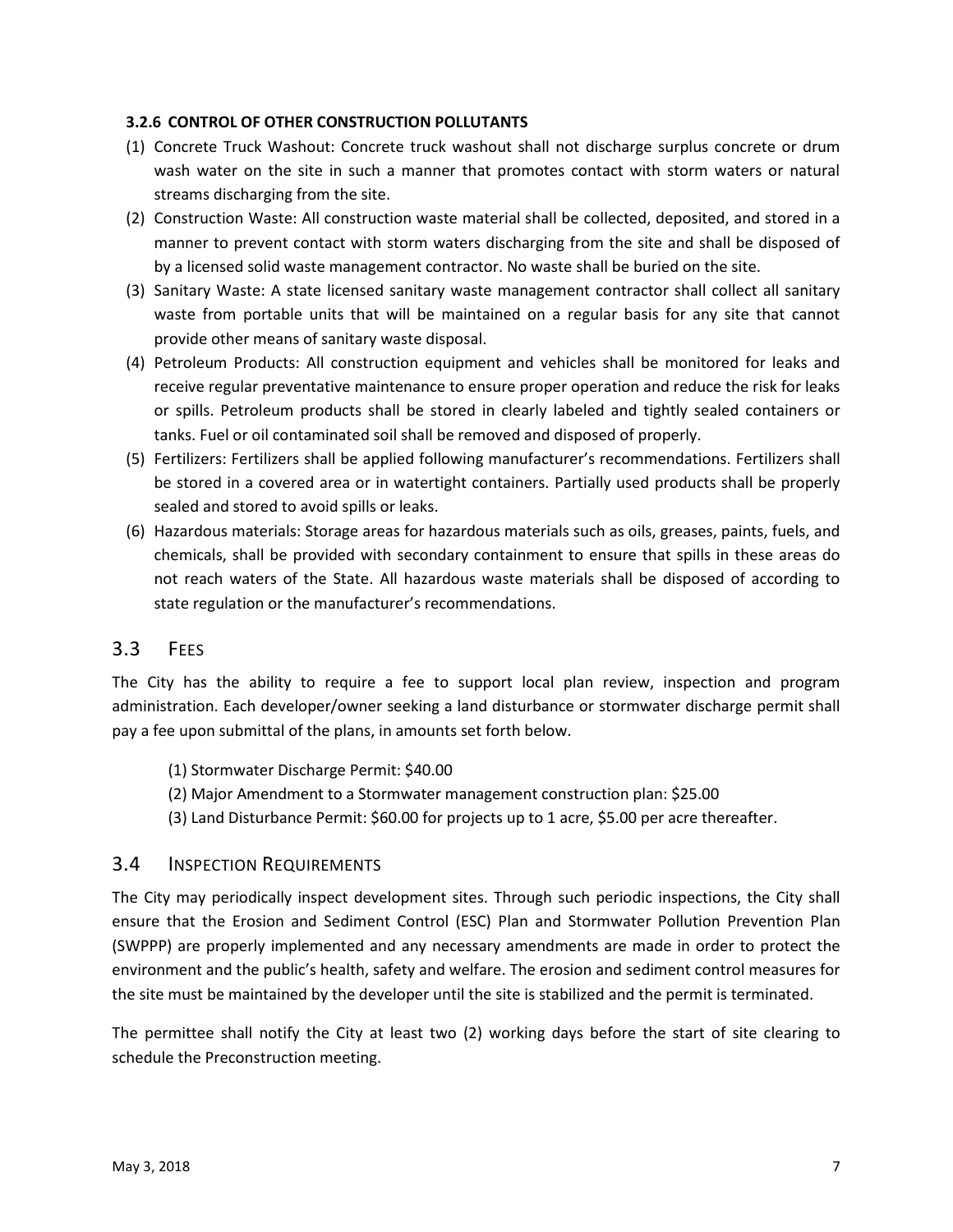#### 3.2.6 CONTROL OF OTHER CONSTRUCTION POLLUTANTS

(1) Concrete Truck Washout: Concrete truck washout shall not discharge surplus concrete or drum wash water on the site in such a manner that promotes contact with storm waters or natural streams discharging from the site.

(2) Construction Waste: All construction waste material shall be collected, deposited, and stored in a manner to prevent contact with storm waters discharging from the site and shall be disposed of by a licensed solid waste management contractor. No waste shall be buried on the site.

(3) Sanitary Waste: A state licensed sanitary waste management contractor shall collect all sanitary waste from portable units that will be maintained on a regular basis for any site that cannot provide other means of sanitary waste disposal.

(4) Petroleum Products: All construction equipment and vehicles shall be monitored for leaks and receive regular preventative maintenance to ensure proper operation and reduce the risk for leaks or spills. Petroleum products shall be stored in clearly labeled and tightly sealed containers or tanks. Fuel or oil contaminated soil shall be removed and disposed of properly.

(5) Fertilizers: Fertilizers shall be applied following manufacturer's recommendations. Fertilizers shall be stored in a covered area or in watertight containers. Partially used products shall be properly sealed and stored to avoid spills or leaks.

(6) Hazardous materials: Storage areas for hazardous materials such as oils, greases, paints, fuels, and chemicals, shall be provided with secondary containment to ensure that spills in these areas do not reach waters of the State. All hazardous waste materials shall be disposed of according to state regulation or the manufacturer's recommendations.

## 3.3 FEES

The City has the ability to require a fee to support local plan review, inspection and program administration. Each developer/owner seeking a land disturbance or stormwater discharge permit shall pay a fee upon submittal of the plans, in amounts set forth below.

(1) Stormwater Discharge Permit: $40.00

(2) Major Amendment to a Stormwater management construction plan: $25.00

(3) Land Disturbance Permit: $60.00 for projects up to 1 acre, $5.00 per acre thereafter.

## 3.4 INSPECTION REQUIREMENTS

The City may periodically inspect development sites. Through such periodic inspections, the City shall ensure that the Erosion and Sediment Control (ESC) Plan and Stormwater Pollution Prevention Plan (SWPPP) are properly implemented and any necessary amendments are made in order to protect the environment and the public's health, safety and welfare. The erosion and sediment control measures for the site must be maintained by the developer until the site is stabilized and the permit is terminated.

The permittee shall notify the City at least two (2) working days before the start of site clearing to schedule the Preconstruction meeting.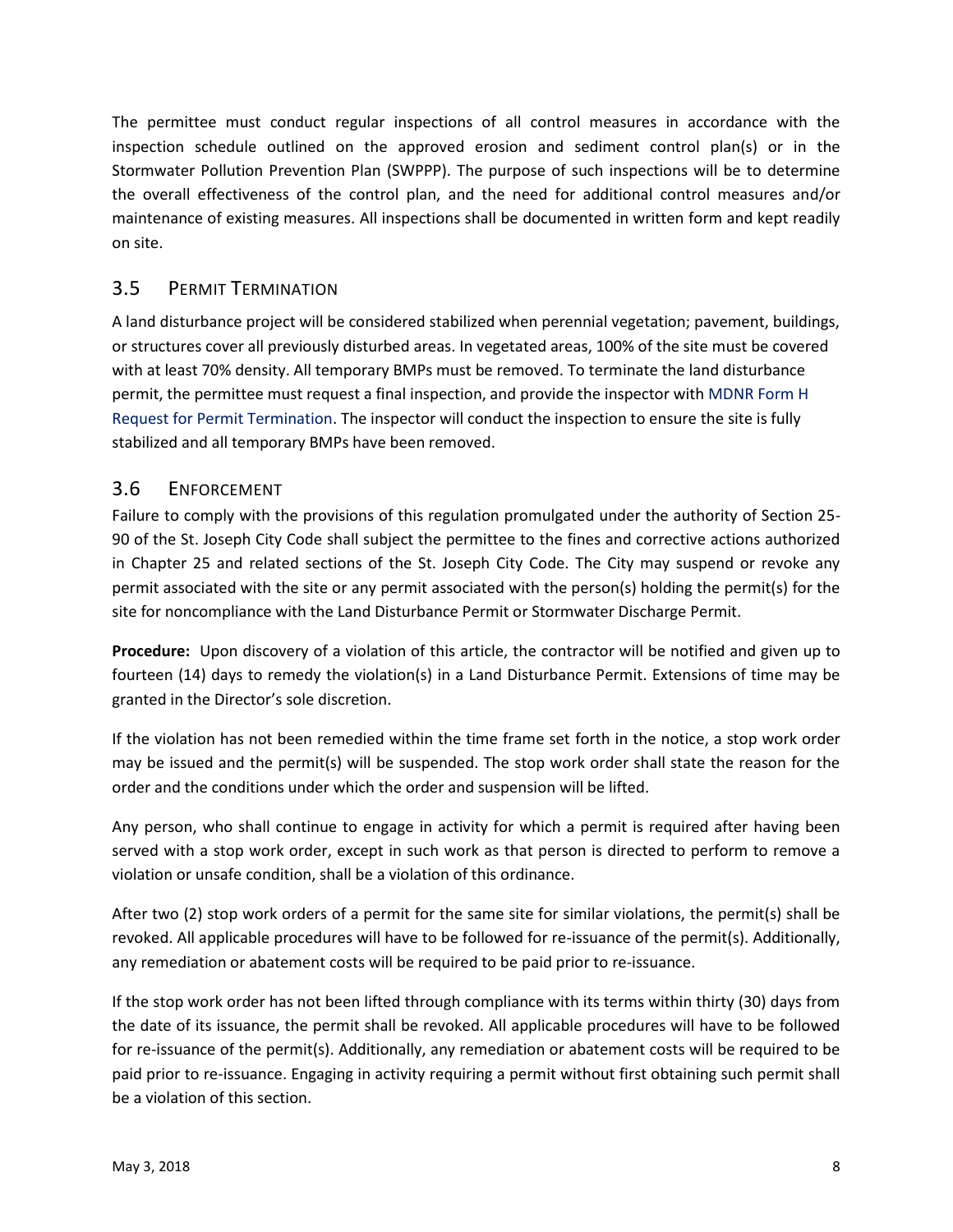The permittee must conduct regular inspections of all control measures in accordance with the inspection schedule outlined on the approved erosion and sediment control plan(s) or in the Stormwater Pollution Prevention Plan (SWPPP). The purpose of such inspections will be to determine the overall effectiveness of the control plan, and the need for additional control measures and/or maintenance of existing measures. All inspections shall be documented in written form and kept readily on site.

## 3.5 Permit Termination

A land disturbance project will be considered stabilized when perennial vegetation; pavement, buildings, or structures cover all previously disturbed areas. In vegetated areas, 100% of the site must be covered with at least 70% density. All temporary BMPs must be removed. To terminate the land disturbance permit, the permittee must request a final inspection, and provide the inspector with MDNR Form H Request for Permit Termination. The inspector will conduct the inspection to ensure the site is fully stabilized and all temporary BMPs have been removed.

## 3.6 Enforcement

Failure to comply with the provisions of this regulation promulgated under the authority of Section 25-90 of the St. Joseph City Code shall subject the permittee to the fines and corrective actions authorized in Chapter 25 and related sections of the St. Joseph City Code. The City may suspend or revoke any permit associated with the site or any permit associated with the person(s) holding the permit(s) for the site for noncompliance with the Land Disturbance Permit or Stormwater Discharge Permit.

**Procedure:** Upon discovery of a violation of this article, the contractor will be notified and given up to fourteen (14) days to remedy the violation(s) in a Land Disturbance Permit. Extensions of time may be granted in the Director's sole discretion.

If the violation has not been remedied within the time frame set forth in the notice, a stop work order may be issued and the permit(s) will be suspended. The stop work order shall state the reason for the order and the conditions under which the order and suspension will be lifted.

Any person, who shall continue to engage in activity for which a permit is required after having been served with a stop work order, except in such work as that person is directed to perform to remove a violation or unsafe condition, shall be a violation of this ordinance.

After two (2) stop work orders of a permit for the same site for similar violations, the permit(s) shall be revoked. All applicable procedures will have to be followed for re-issuance of the permit(s). Additionally, any remediation or abatement costs will be required to be paid prior to re-issuance.

If the stop work order has not been lifted through compliance with its terms within thirty (30) days from the date of its issuance, the permit shall be revoked. All applicable procedures will have to be followed for re-issuance of the permit(s). Additionally, any remediation or abatement costs will be required to be paid prior to re-issuance. Engaging in activity requiring a permit without first obtaining such permit shall be a violation of this section.